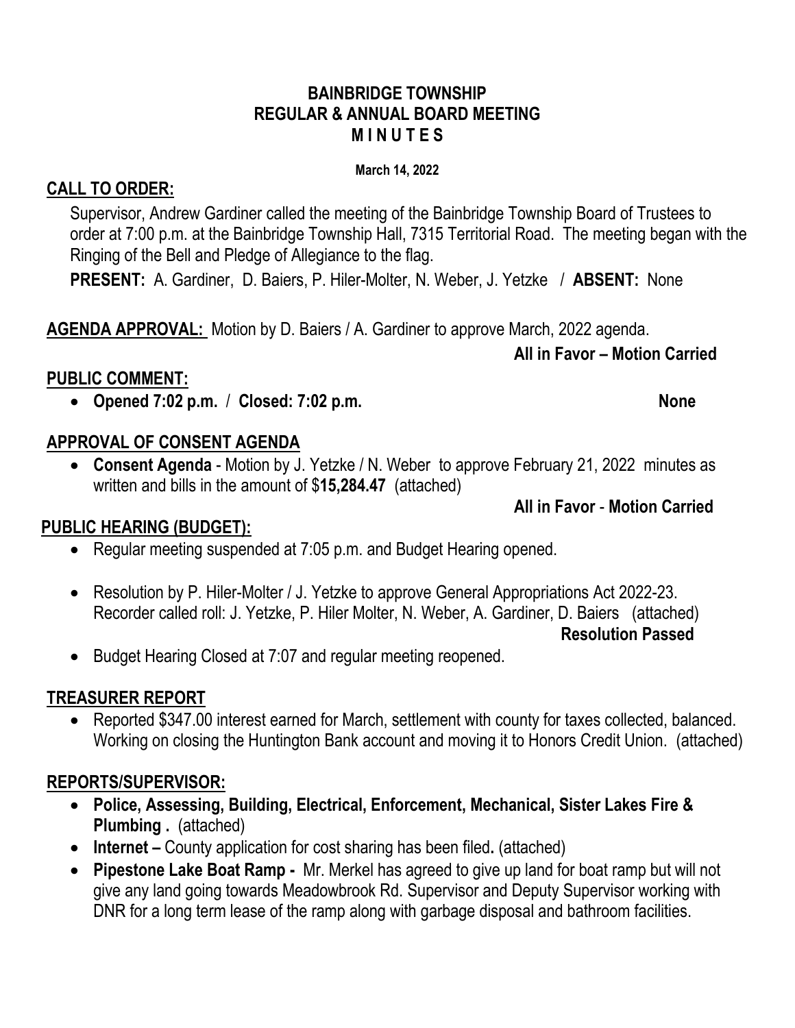# BAINBRIDGE TOWNSHIP
## REGULAR & ANNUAL BOARD MEETING
## M I N U T E S

**March 14, 2022**

## CALL TO ORDER:

Supervisor, Andrew Gardiner called the meeting of the Bainbridge Township Board of Trustees to order at 7:00 p.m. at the Bainbridge Township Hall, 7315 Territorial Road. The meeting began with the Ringing of the Bell and Pledge of Allegiance to the flag.

**PRESENT:** A. Gardiner, D. Baiers, P. Hiler-Molter, N. Weber, J. Yetzke / **ABSENT:** None

**AGENDA APPROVAL:** Motion by D. Baiers / A. Gardiner to approve March, 2022 agenda.

**All in Favor – Motion Carried**

## PUBLIC COMMENT:

- **Opened 7:02 p.m.** / **Closed: 7:02 p.m.** **None**

## APPROVAL OF CONSENT AGENDA

- **Consent Agenda** - Motion by J. Yetzke / N. Weber to approve February 21, 2022 minutes as written and bills in the amount of $**15,284.47** (attached)

**All in Favor** - **Motion Carried**

## PUBLIC HEARING (BUDGET):

- Regular meeting suspended at 7:05 p.m. and Budget Hearing opened.
- Resolution by P. Hiler-Molter / J. Yetzke to approve General Appropriations Act 2022-23. Recorder called roll: J. Yetzke, P. Hiler Molter, N. Weber, A. Gardiner, D. Baiers (attached)

**Resolution Passed**

- Budget Hearing Closed at 7:07 and regular meeting reopened.

## TREASURER REPORT

- Reported $347.00 interest earned for March, settlement with county for taxes collected, balanced. Working on closing the Huntington Bank account and moving it to Honors Credit Union. (attached)

## REPORTS/SUPERVISOR:

- **Police, Assessing, Building, Electrical, Enforcement, Mechanical, Sister Lakes Fire & Plumbing .** (attached)
- **Internet –** County application for cost sharing has been filed**.** (attached)
- **Pipestone Lake Boat Ramp -** Mr. Merkel has agreed to give up land for boat ramp but will not give any land going towards Meadowbrook Rd. Supervisor and Deputy Supervisor working with DNR for a long term lease of the ramp along with garbage disposal and bathroom facilities.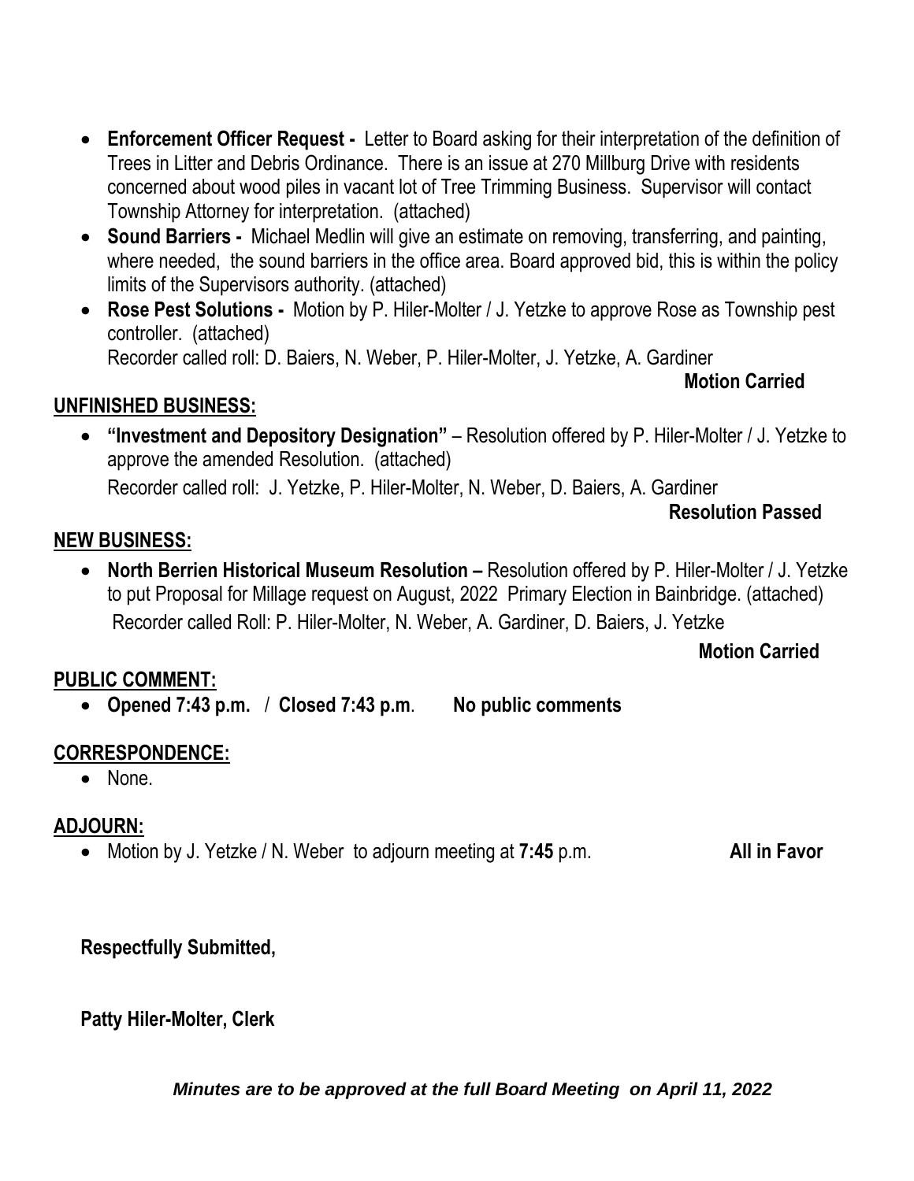- **Enforcement Officer Request -** Letter to Board asking for their interpretation of the definition of Trees in Litter and Debris Ordinance. There is an issue at 270 Millburg Drive with residents concerned about wood piles in vacant lot of Tree Trimming Business. Supervisor will contact Township Attorney for interpretation. (attached)
- **Sound Barriers -** Michael Medlin will give an estimate on removing, transferring, and painting, where needed, the sound barriers in the office area. Board approved bid, this is within the policy limits of the Supervisors authority. (attached)
- **Rose Pest Solutions -** Motion by P. Hiler-Molter / J. Yetzke to approve Rose as Township pest controller. (attached)
  Recorder called roll: D. Baiers, N. Weber, P. Hiler-Molter, J. Yetzke, A. Gardiner
  **Motion Carried**

## UNFINISHED BUSINESS:

- **"Investment and Depository Designation"** – Resolution offered by P. Hiler-Molter / J. Yetzke to approve the amended Resolution. (attached)
  Recorder called roll: J. Yetzke, P. Hiler-Molter, N. Weber, D. Baiers, A. Gardiner
  **Resolution Passed**

## NEW BUSINESS:

- **North Berrien Historical Museum Resolution –** Resolution offered by P. Hiler-Molter / J. Yetzke to put Proposal for Millage request on August, 2022 Primary Election in Bainbridge. (attached)
  Recorder called Roll: P. Hiler-Molter, N. Weber, A. Gardiner, D. Baiers, J. Yetzke
  **Motion Carried**

## PUBLIC COMMENT:

- **Opened 7:43 p.m.** / **Closed 7:43 p.m**. **No public comments**

## CORRESPONDENCE:

- None.

## ADJOURN:

- Motion by J. Yetzke / N. Weber to adjourn meeting at **7:45** p.m. **All in Favor**

**Respectfully Submitted,**

**Patty Hiler-Molter, Clerk**

***Minutes are to be approved at the full Board Meeting on April 11, 2022***